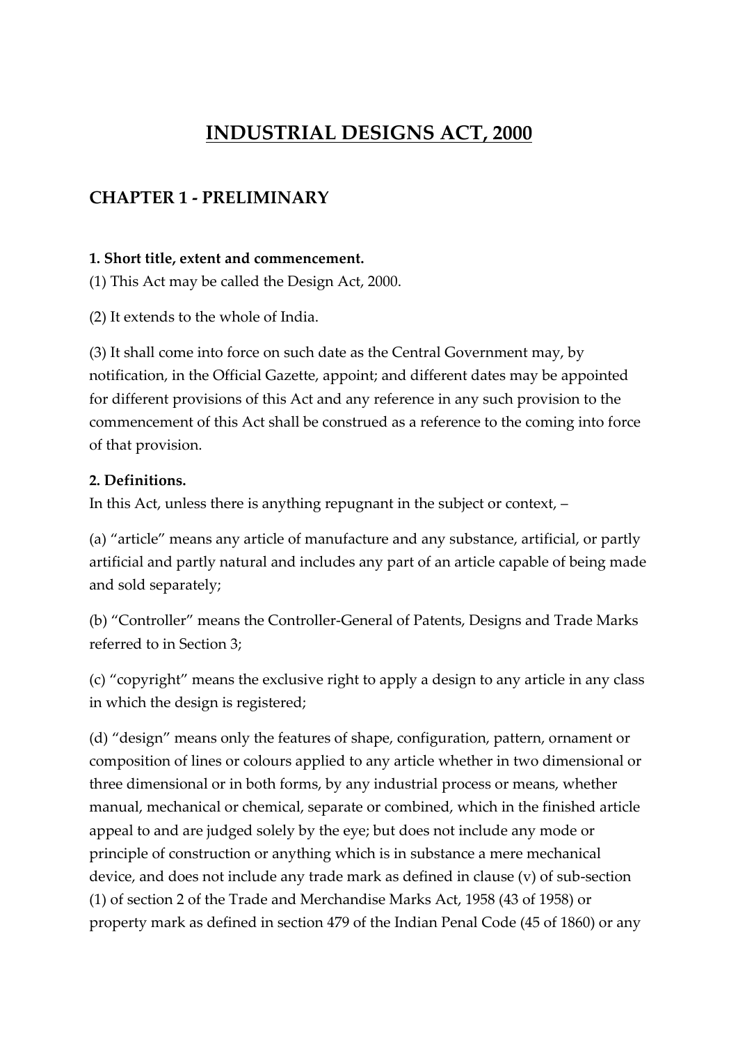# INDUSTRIAL DESIGNS ACT, 2000

## CHAPTER 1 - PRELIMINARY

**1. Short title, extent and commencement.**

(1) This Act may be called the Design Act, 2000.

(2) It extends to the whole of India.

(3) It shall come into force on such date as the Central Government may, by notification, in the Official Gazette, appoint; and different dates may be appointed for different provisions of this Act and any reference in any such provision to the commencement of this Act shall be construed as a reference to the coming into force of that provision.

**2. Definitions.**

In this Act, unless there is anything repugnant in the subject or context, –

(a) "article" means any article of manufacture and any substance, artificial, or partly artificial and partly natural and includes any part of an article capable of being made and sold separately;

(b) "Controller" means the Controller-General of Patents, Designs and Trade Marks referred to in Section 3;

(c) "copyright" means the exclusive right to apply a design to any article in any class in which the design is registered;

(d) "design" means only the features of shape, configuration, pattern, ornament or composition of lines or colours applied to any article whether in two dimensional or three dimensional or in both forms, by any industrial process or means, whether manual, mechanical or chemical, separate or combined, which in the finished article appeal to and are judged solely by the eye; but does not include any mode or principle of construction or anything which is in substance a mere mechanical device, and does not include any trade mark as defined in clause (v) of sub-section (1) of section 2 of the Trade and Merchandise Marks Act, 1958 (43 of 1958) or property mark as defined in section 479 of the Indian Penal Code (45 of 1860) or any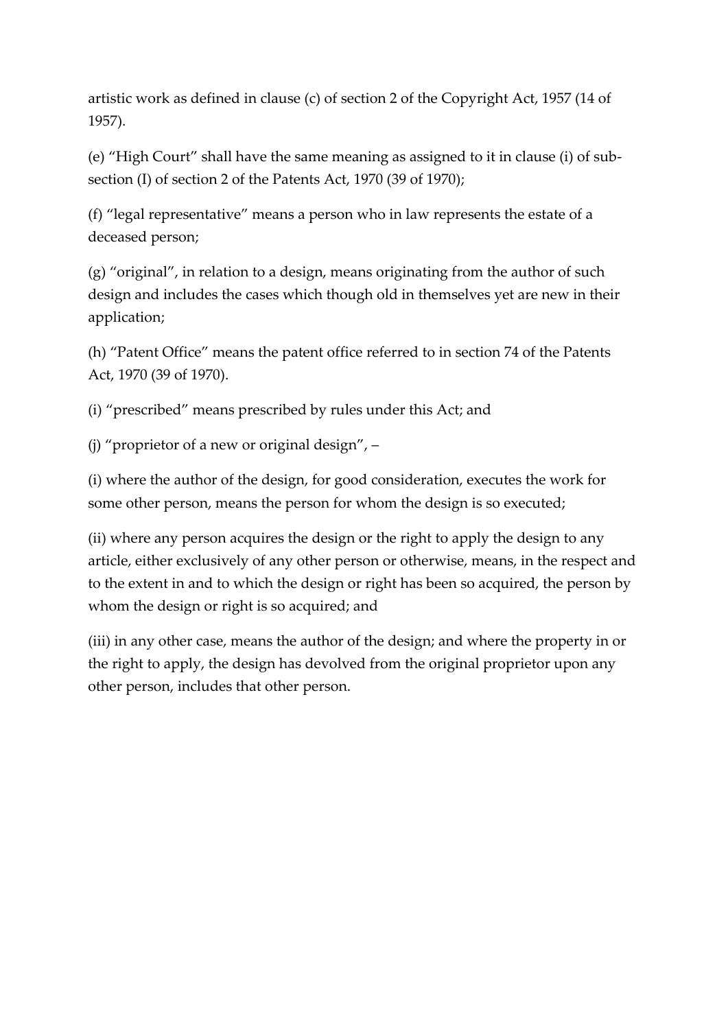artistic work as defined in clause (c) of section 2 of the Copyright Act, 1957 (14 of 1957).

(e) "High Court" shall have the same meaning as assigned to it in clause (i) of sub-section (I) of section 2 of the Patents Act, 1970 (39 of 1970);

(f) "legal representative" means a person who in law represents the estate of a deceased person;

(g) "original", in relation to a design, means originating from the author of such design and includes the cases which though old in themselves yet are new in their application;

(h) "Patent Office" means the patent office referred to in section 74 of the Patents Act, 1970 (39 of 1970).

(i) "prescribed" means prescribed by rules under this Act; and

(j) "proprietor of a new or original design", –

(i) where the author of the design, for good consideration, executes the work for some other person, means the person for whom the design is so executed;

(ii) where any person acquires the design or the right to apply the design to any article, either exclusively of any other person or otherwise, means, in the respect and to the extent in and to which the design or right has been so acquired, the person by whom the design or right is so acquired; and

(iii) in any other case, means the author of the design; and where the property in or the right to apply, the design has devolved from the original proprietor upon any other person, includes that other person.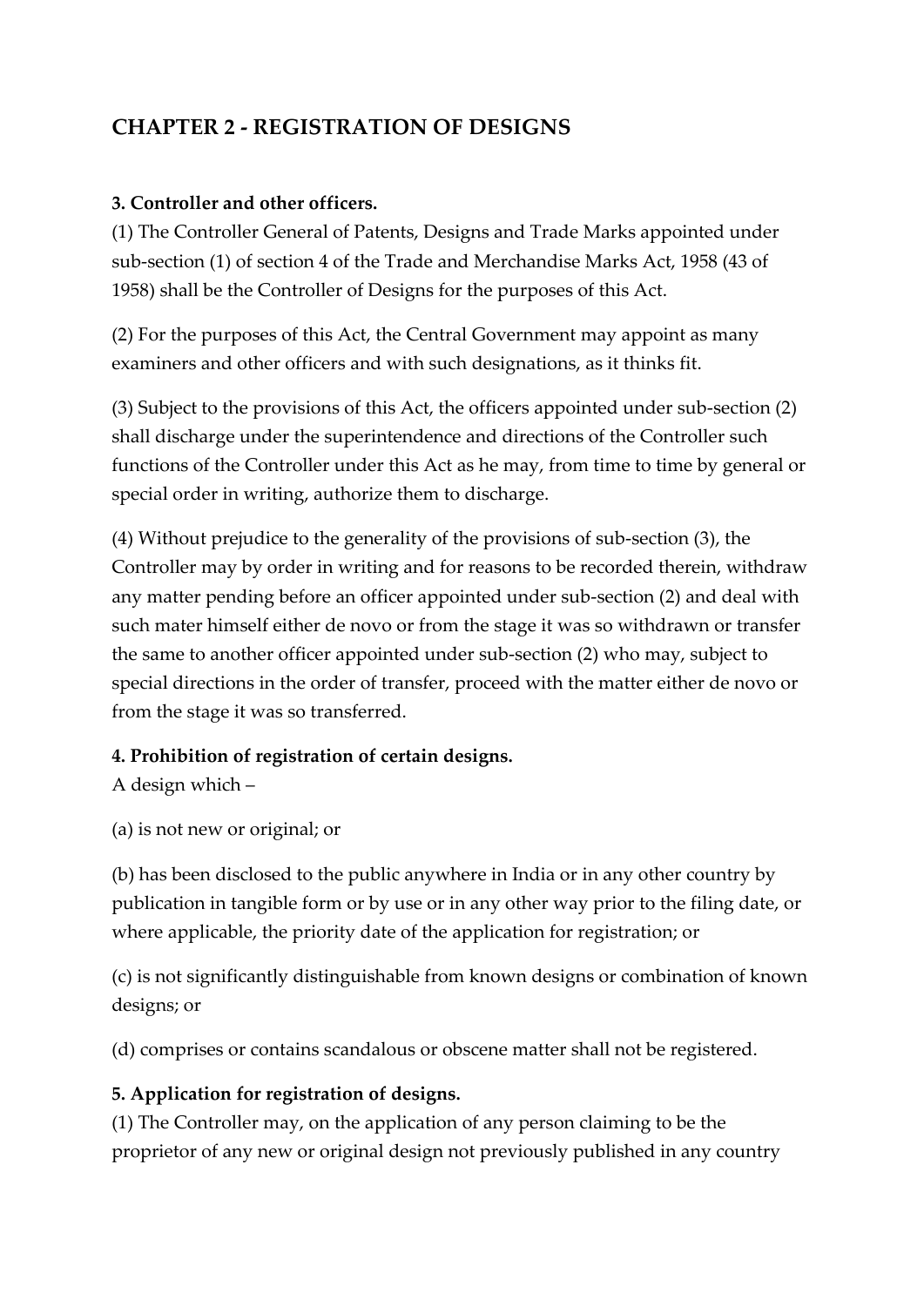## CHAPTER 2 - REGISTRATION OF DESIGNS

**3. Controller and other officers.**

(1) The Controller General of Patents, Designs and Trade Marks appointed under sub-section (1) of section 4 of the Trade and Merchandise Marks Act, 1958 (43 of 1958) shall be the Controller of Designs for the purposes of this Act.

(2) For the purposes of this Act, the Central Government may appoint as many examiners and other officers and with such designations, as it thinks fit.

(3) Subject to the provisions of this Act, the officers appointed under sub-section (2) shall discharge under the superintendence and directions of the Controller such functions of the Controller under this Act as he may, from time to time by general or special order in writing, authorize them to discharge.

(4) Without prejudice to the generality of the provisions of sub-section (3), the Controller may by order in writing and for reasons to be recorded therein, withdraw any matter pending before an officer appointed under sub-section (2) and deal with such mater himself either de novo or from the stage it was so withdrawn or transfer the same to another officer appointed under sub-section (2) who may, subject to special directions in the order of transfer, proceed with the matter either de novo or from the stage it was so transferred.

**4. Prohibition of registration of certain designs.**

A design which –

(a) is not new or original; or

(b) has been disclosed to the public anywhere in India or in any other country by publication in tangible form or by use or in any other way prior to the filing date, or where applicable, the priority date of the application for registration; or

(c) is not significantly distinguishable from known designs or combination of known designs; or

(d) comprises or contains scandalous or obscene matter shall not be registered.

**5. Application for registration of designs.**

(1) The Controller may, on the application of any person claiming to be the proprietor of any new or original design not previously published in any country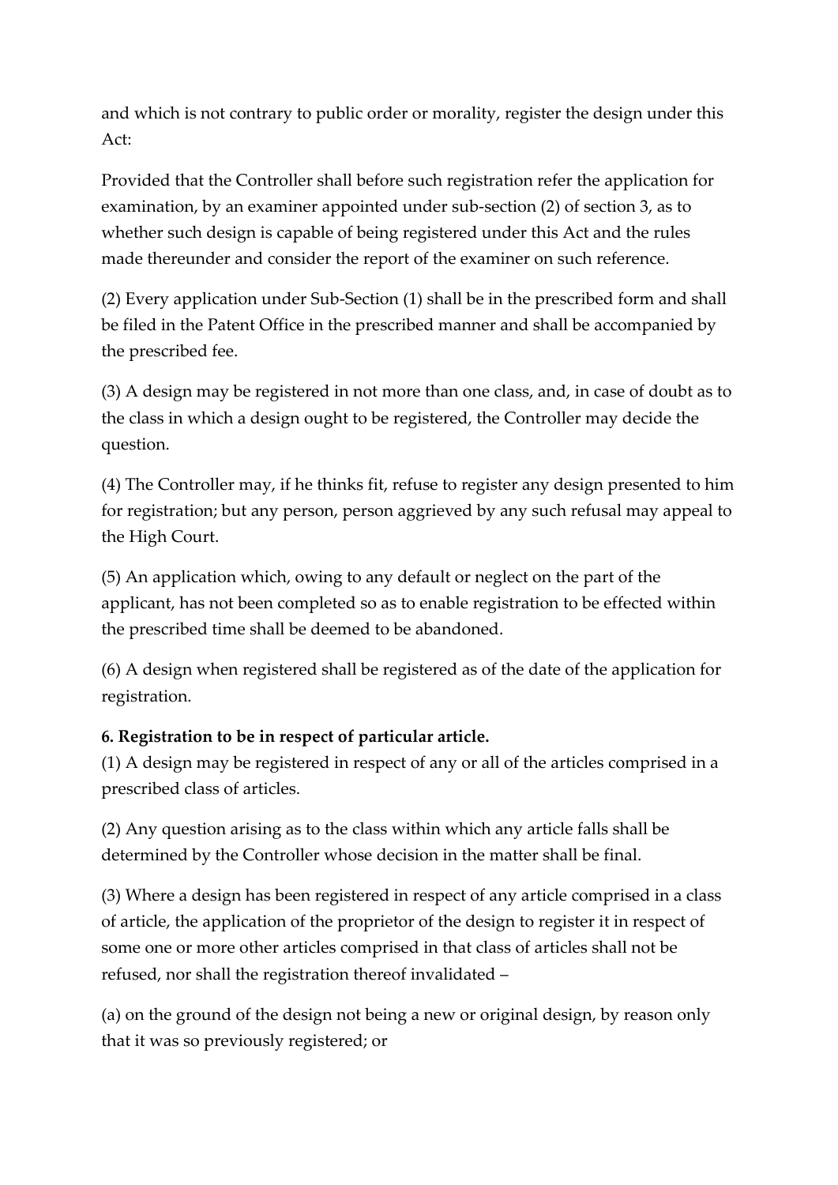and which is not contrary to public order or morality, register the design under this Act:

Provided that the Controller shall before such registration refer the application for examination, by an examiner appointed under sub-section (2) of section 3, as to whether such design is capable of being registered under this Act and the rules made thereunder and consider the report of the examiner on such reference.

(2) Every application under Sub-Section (1) shall be in the prescribed form and shall be filed in the Patent Office in the prescribed manner and shall be accompanied by the prescribed fee.

(3) A design may be registered in not more than one class, and, in case of doubt as to the class in which a design ought to be registered, the Controller may decide the question.

(4) The Controller may, if he thinks fit, refuse to register any design presented to him for registration; but any person, person aggrieved by any such refusal may appeal to the High Court.

(5) An application which, owing to any default or neglect on the part of the applicant, has not been completed so as to enable registration to be effected within the prescribed time shall be deemed to be abandoned.

(6) A design when registered shall be registered as of the date of the application for registration.

**6. Registration to be in respect of particular article.**
(1) A design may be registered in respect of any or all of the articles comprised in a prescribed class of articles.

(2) Any question arising as to the class within which any article falls shall be determined by the Controller whose decision in the matter shall be final.

(3) Where a design has been registered in respect of any article comprised in a class of article, the application of the proprietor of the design to register it in respect of some one or more other articles comprised in that class of articles shall not be refused, nor shall the registration thereof invalidated –

(a) on the ground of the design not being a new or original design, by reason only that it was so previously registered; or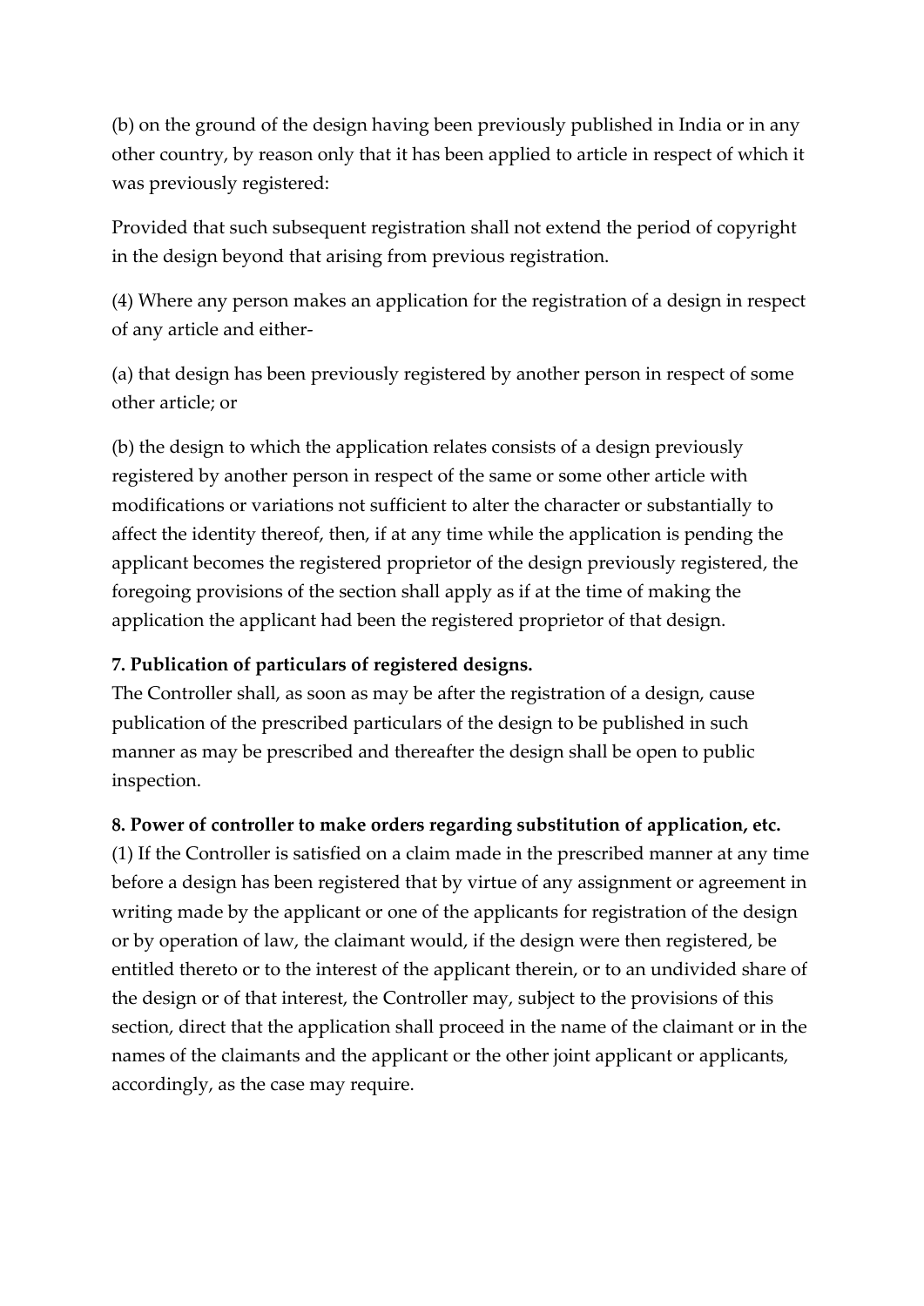(b) on the ground of the design having been previously published in India or in any other country, by reason only that it has been applied to article in respect of which it was previously registered:

Provided that such subsequent registration shall not extend the period of copyright in the design beyond that arising from previous registration.

(4) Where any person makes an application for the registration of a design in respect of any article and either-

(a) that design has been previously registered by another person in respect of some other article; or

(b) the design to which the application relates consists of a design previously registered by another person in respect of the same or some other article with modifications or variations not sufficient to alter the character or substantially to affect the identity thereof, then, if at any time while the application is pending the applicant becomes the registered proprietor of the design previously registered, the foregoing provisions of the section shall apply as if at the time of making the application the applicant had been the registered proprietor of that design.

**7. Publication of particulars of registered designs.**

The Controller shall, as soon as may be after the registration of a design, cause publication of the prescribed particulars of the design to be published in such manner as may be prescribed and thereafter the design shall be open to public inspection.

**8. Power of controller to make orders regarding substitution of application, etc.**

(1) If the Controller is satisfied on a claim made in the prescribed manner at any time before a design has been registered that by virtue of any assignment or agreement in writing made by the applicant or one of the applicants for registration of the design or by operation of law, the claimant would, if the design were then registered, be entitled thereto or to the interest of the applicant therein, or to an undivided share of the design or of that interest, the Controller may, subject to the provisions of this section, direct that the application shall proceed in the name of the claimant or in the names of the claimants and the applicant or the other joint applicant or applicants, accordingly, as the case may require.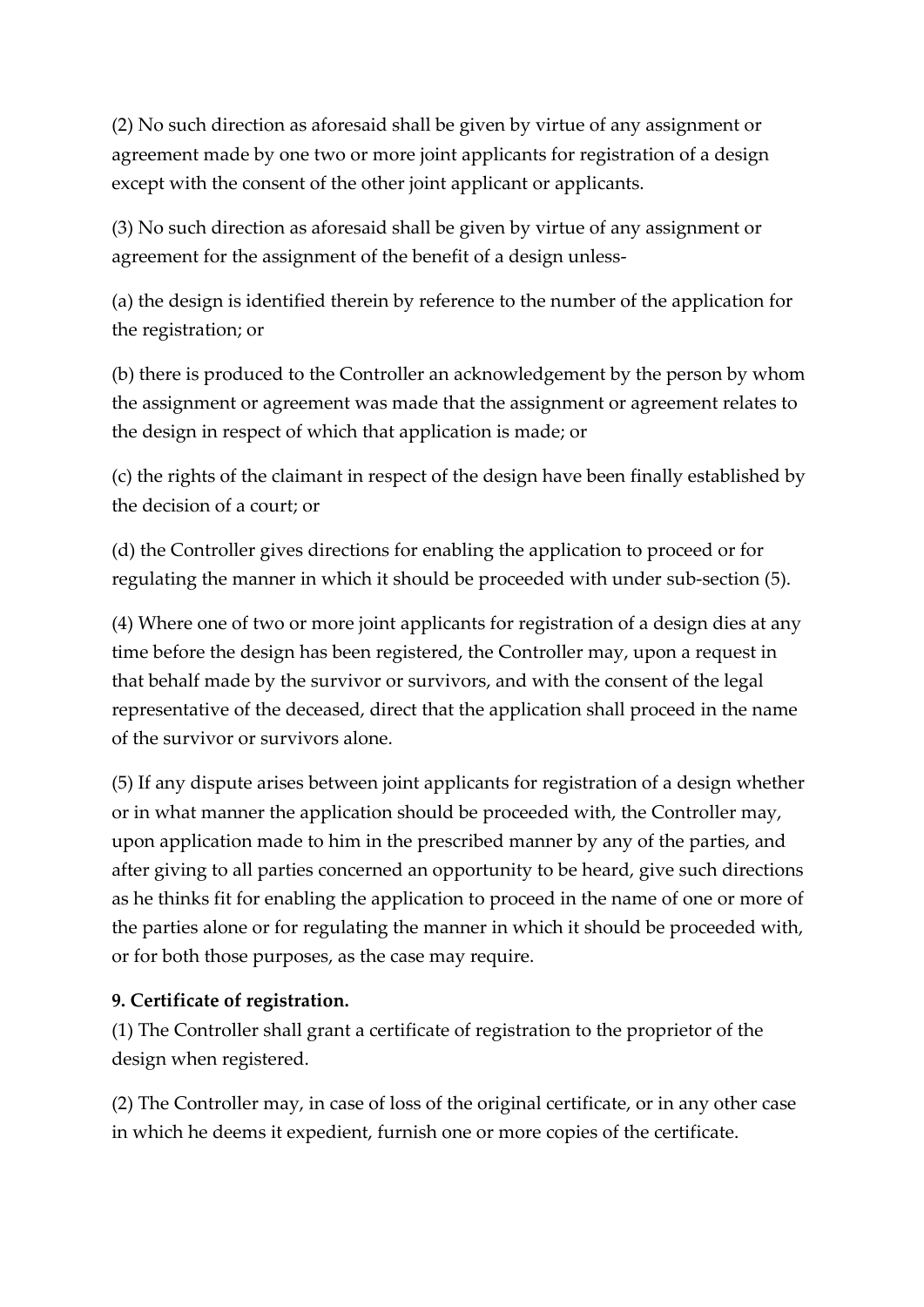(2) No such direction as aforesaid shall be given by virtue of any assignment or agreement made by one two or more joint applicants for registration of a design except with the consent of the other joint applicant or applicants.

(3) No such direction as aforesaid shall be given by virtue of any assignment or agreement for the assignment of the benefit of a design unless-

(a) the design is identified therein by reference to the number of the application for the registration; or

(b) there is produced to the Controller an acknowledgement by the person by whom the assignment or agreement was made that the assignment or agreement relates to the design in respect of which that application is made; or

(c) the rights of the claimant in respect of the design have been finally established by the decision of a court; or

(d) the Controller gives directions for enabling the application to proceed or for regulating the manner in which it should be proceeded with under sub-section (5).

(4) Where one of two or more joint applicants for registration of a design dies at any time before the design has been registered, the Controller may, upon a request in that behalf made by the survivor or survivors, and with the consent of the legal representative of the deceased, direct that the application shall proceed in the name of the survivor or survivors alone.

(5) If any dispute arises between joint applicants for registration of a design whether or in what manner the application should be proceeded with, the Controller may, upon application made to him in the prescribed manner by any of the parties, and after giving to all parties concerned an opportunity to be heard, give such directions as he thinks fit for enabling the application to proceed in the name of one or more of the parties alone or for regulating the manner in which it should be proceeded with, or for both those purposes, as the case may require.

**9. Certificate of registration.**

(1) The Controller shall grant a certificate of registration to the proprietor of the design when registered.

(2) The Controller may, in case of loss of the original certificate, or in any other case in which he deems it expedient, furnish one or more copies of the certificate.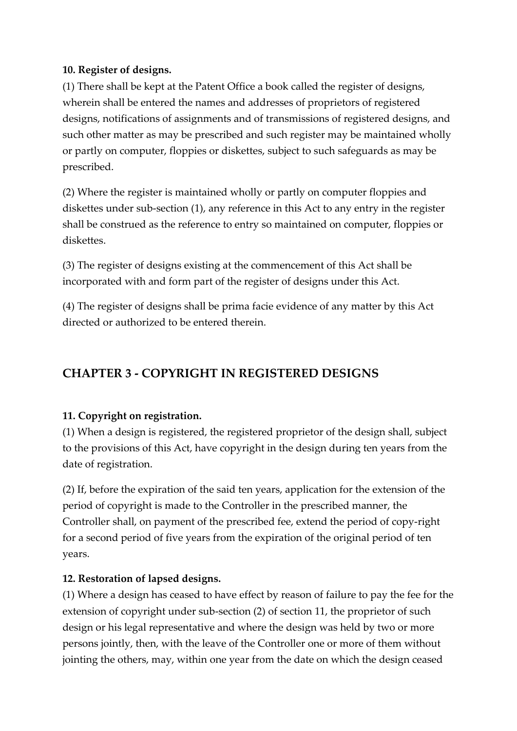**10. Register of designs.**

(1) There shall be kept at the Patent Office a book called the register of designs, wherein shall be entered the names and addresses of proprietors of registered designs, notifications of assignments and of transmissions of registered designs, and such other matter as may be prescribed and such register may be maintained wholly or partly on computer, floppies or diskettes, subject to such safeguards as may be prescribed.

(2) Where the register is maintained wholly or partly on computer floppies and diskettes under sub-section (1), any reference in this Act to any entry in the register shall be construed as the reference to entry so maintained on computer, floppies or diskettes.

(3) The register of designs existing at the commencement of this Act shall be incorporated with and form part of the register of designs under this Act.

(4) The register of designs shall be prima facie evidence of any matter by this Act directed or authorized to be entered therein.

## CHAPTER 3 - COPYRIGHT IN REGISTERED DESIGNS

**11. Copyright on registration.**

(1) When a design is registered, the registered proprietor of the design shall, subject to the provisions of this Act, have copyright in the design during ten years from the date of registration.

(2) If, before the expiration of the said ten years, application for the extension of the period of copyright is made to the Controller in the prescribed manner, the Controller shall, on payment of the prescribed fee, extend the period of copy-right for a second period of five years from the expiration of the original period of ten years.

**12. Restoration of lapsed designs.**

(1) Where a design has ceased to have effect by reason of failure to pay the fee for the extension of copyright under sub-section (2) of section 11, the proprietor of such design or his legal representative and where the design was held by two or more persons jointly, then, with the leave of the Controller one or more of them without jointing the others, may, within one year from the date on which the design ceased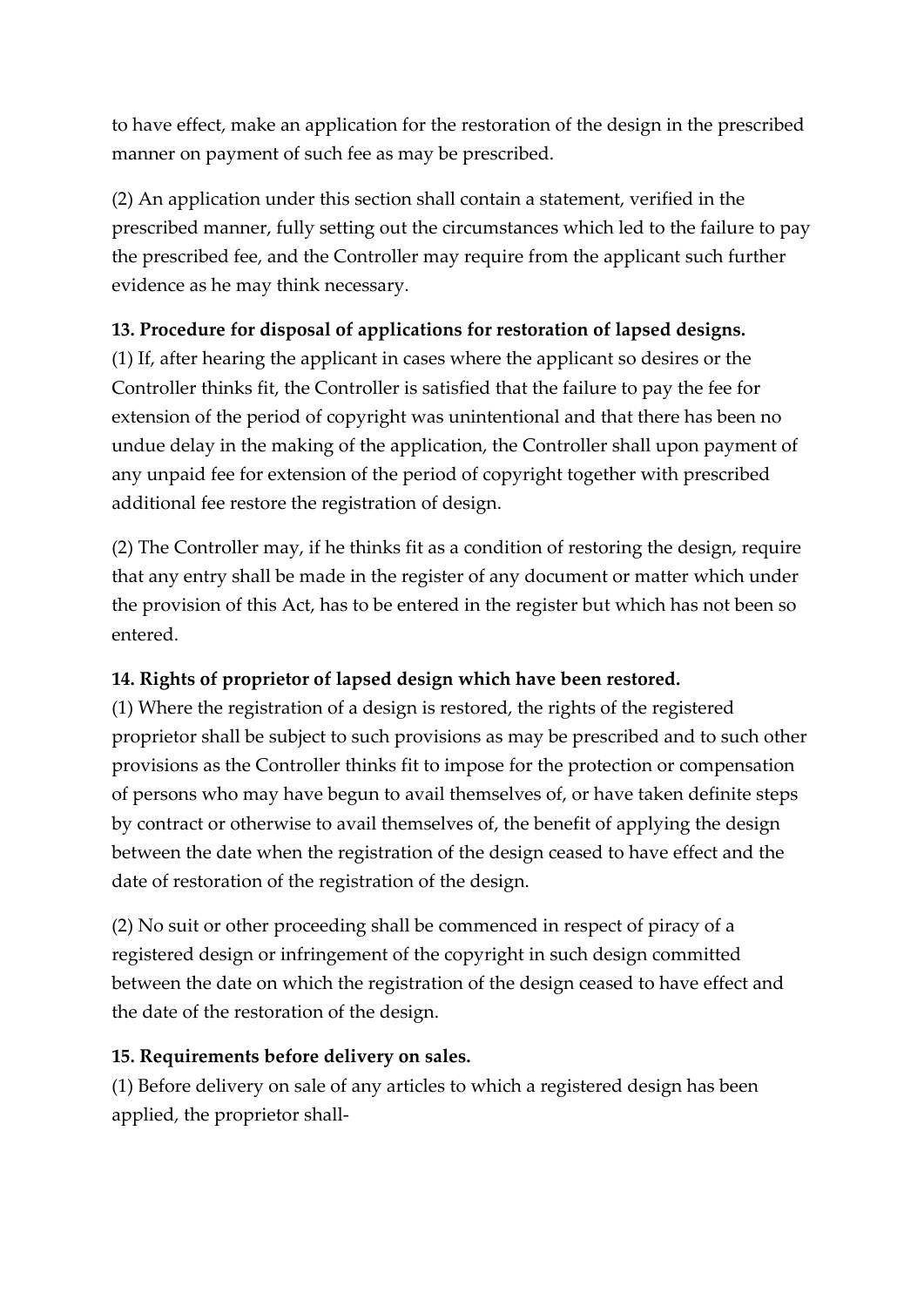to have effect, make an application for the restoration of the design in the prescribed manner on payment of such fee as may be prescribed.

(2) An application under this section shall contain a statement, verified in the prescribed manner, fully setting out the circumstances which led to the failure to pay the prescribed fee, and the Controller may require from the applicant such further evidence as he may think necessary.

**13. Procedure for disposal of applications for restoration of lapsed designs.**

(1) If, after hearing the applicant in cases where the applicant so desires or the Controller thinks fit, the Controller is satisfied that the failure to pay the fee for extension of the period of copyright was unintentional and that there has been no undue delay in the making of the application, the Controller shall upon payment of any unpaid fee for extension of the period of copyright together with prescribed additional fee restore the registration of design.

(2) The Controller may, if he thinks fit as a condition of restoring the design, require that any entry shall be made in the register of any document or matter which under the provision of this Act, has to be entered in the register but which has not been so entered.

**14. Rights of proprietor of lapsed design which have been restored.**

(1) Where the registration of a design is restored, the rights of the registered proprietor shall be subject to such provisions as may be prescribed and to such other provisions as the Controller thinks fit to impose for the protection or compensation of persons who may have begun to avail themselves of, or have taken definite steps by contract or otherwise to avail themselves of, the benefit of applying the design between the date when the registration of the design ceased to have effect and the date of restoration of the registration of the design.

(2) No suit or other proceeding shall be commenced in respect of piracy of a registered design or infringement of the copyright in such design committed between the date on which the registration of the design ceased to have effect and the date of the restoration of the design.

**15. Requirements before delivery on sales.**

(1) Before delivery on sale of any articles to which a registered design has been applied, the proprietor shall-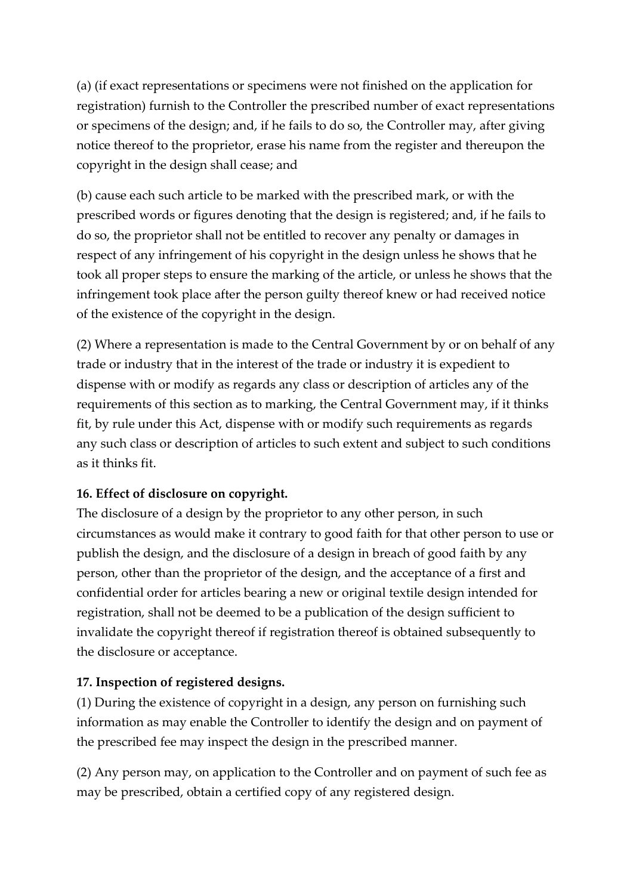(a) (if exact representations or specimens were not finished on the application for registration) furnish to the Controller the prescribed number of exact representations or specimens of the design; and, if he fails to do so, the Controller may, after giving notice thereof to the proprietor, erase his name from the register and thereupon the copyright in the design shall cease; and

(b) cause each such article to be marked with the prescribed mark, or with the prescribed words or figures denoting that the design is registered; and, if he fails to do so, the proprietor shall not be entitled to recover any penalty or damages in respect of any infringement of his copyright in the design unless he shows that he took all proper steps to ensure the marking of the article, or unless he shows that the infringement took place after the person guilty thereof knew or had received notice of the existence of the copyright in the design.

(2) Where a representation is made to the Central Government by or on behalf of any trade or industry that in the interest of the trade or industry it is expedient to dispense with or modify as regards any class or description of articles any of the requirements of this section as to marking, the Central Government may, if it thinks fit, by rule under this Act, dispense with or modify such requirements as regards any such class or description of articles to such extent and subject to such conditions as it thinks fit.

**16. Effect of disclosure on copyright.**

The disclosure of a design by the proprietor to any other person, in such circumstances as would make it contrary to good faith for that other person to use or publish the design, and the disclosure of a design in breach of good faith by any person, other than the proprietor of the design, and the acceptance of a first and confidential order for articles bearing a new or original textile design intended for registration, shall not be deemed to be a publication of the design sufficient to invalidate the copyright thereof if registration thereof is obtained subsequently to the disclosure or acceptance.

**17. Inspection of registered designs.**

(1) During the existence of copyright in a design, any person on furnishing such information as may enable the Controller to identify the design and on payment of the prescribed fee may inspect the design in the prescribed manner.

(2) Any person may, on application to the Controller and on payment of such fee as may be prescribed, obtain a certified copy of any registered design.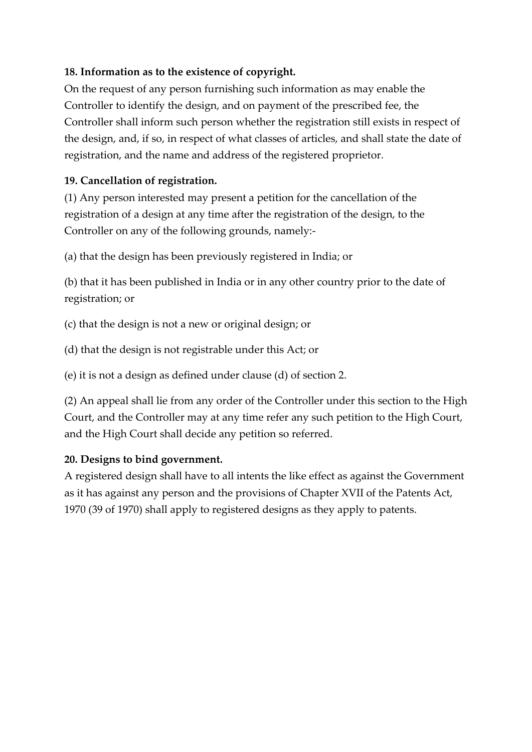**18. Information as to the existence of copyright.**

On the request of any person furnishing such information as may enable the Controller to identify the design, and on payment of the prescribed fee, the Controller shall inform such person whether the registration still exists in respect of the design, and, if so, in respect of what classes of articles, and shall state the date of registration, and the name and address of the registered proprietor.

**19. Cancellation of registration.**

(1) Any person interested may present a petition for the cancellation of the registration of a design at any time after the registration of the design, to the Controller on any of the following grounds, namely:-

(a) that the design has been previously registered in India; or

(b) that it has been published in India or in any other country prior to the date of registration; or

(c) that the design is not a new or original design; or

(d) that the design is not registrable under this Act; or

(e) it is not a design as defined under clause (d) of section 2.

(2) An appeal shall lie from any order of the Controller under this section to the High Court, and the Controller may at any time refer any such petition to the High Court, and the High Court shall decide any petition so referred.

**20. Designs to bind government.**

A registered design shall have to all intents the like effect as against the Government as it has against any person and the provisions of Chapter XVII of the Patents Act, 1970 (39 of 1970) shall apply to registered designs as they apply to patents.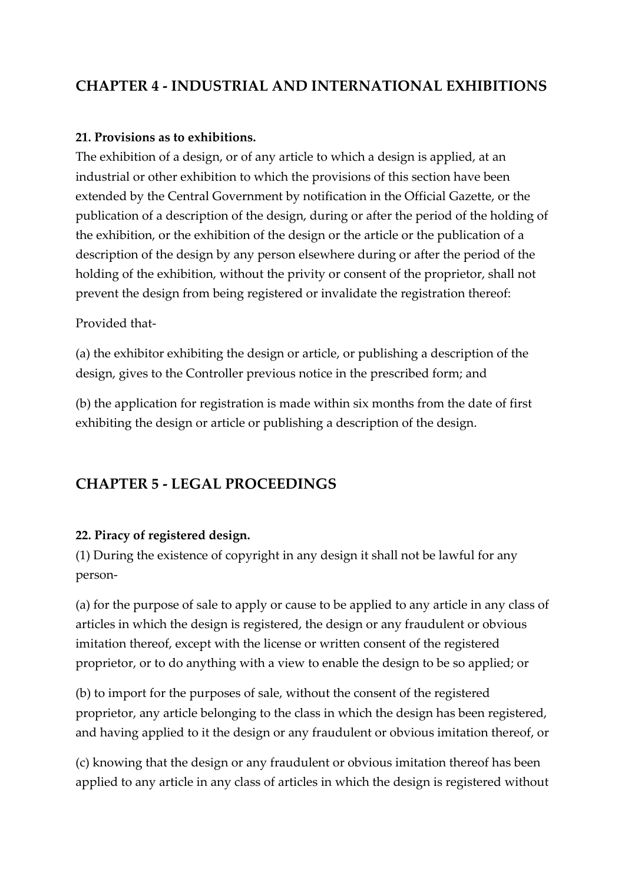## CHAPTER 4 - INDUSTRIAL AND INTERNATIONAL EXHIBITIONS

**21. Provisions as to exhibitions.**

The exhibition of a design, or of any article to which a design is applied, at an industrial or other exhibition to which the provisions of this section have been extended by the Central Government by notification in the Official Gazette, or the publication of a description of the design, during or after the period of the holding of the exhibition, or the exhibition of the design or the article or the publication of a description of the design by any person elsewhere during or after the period of the holding of the exhibition, without the privity or consent of the proprietor, shall not prevent the design from being registered or invalidate the registration thereof:

Provided that-

(a) the exhibitor exhibiting the design or article, or publishing a description of the design, gives to the Controller previous notice in the prescribed form; and

(b) the application for registration is made within six months from the date of first exhibiting the design or article or publishing a description of the design.

## CHAPTER 5 - LEGAL PROCEEDINGS

**22. Piracy of registered design.**

(1) During the existence of copyright in any design it shall not be lawful for any person-

(a) for the purpose of sale to apply or cause to be applied to any article in any class of articles in which the design is registered, the design or any fraudulent or obvious imitation thereof, except with the license or written consent of the registered proprietor, or to do anything with a view to enable the design to be so applied; or

(b) to import for the purposes of sale, without the consent of the registered proprietor, any article belonging to the class in which the design has been registered, and having applied to it the design or any fraudulent or obvious imitation thereof, or

(c) knowing that the design or any fraudulent or obvious imitation thereof has been applied to any article in any class of articles in which the design is registered without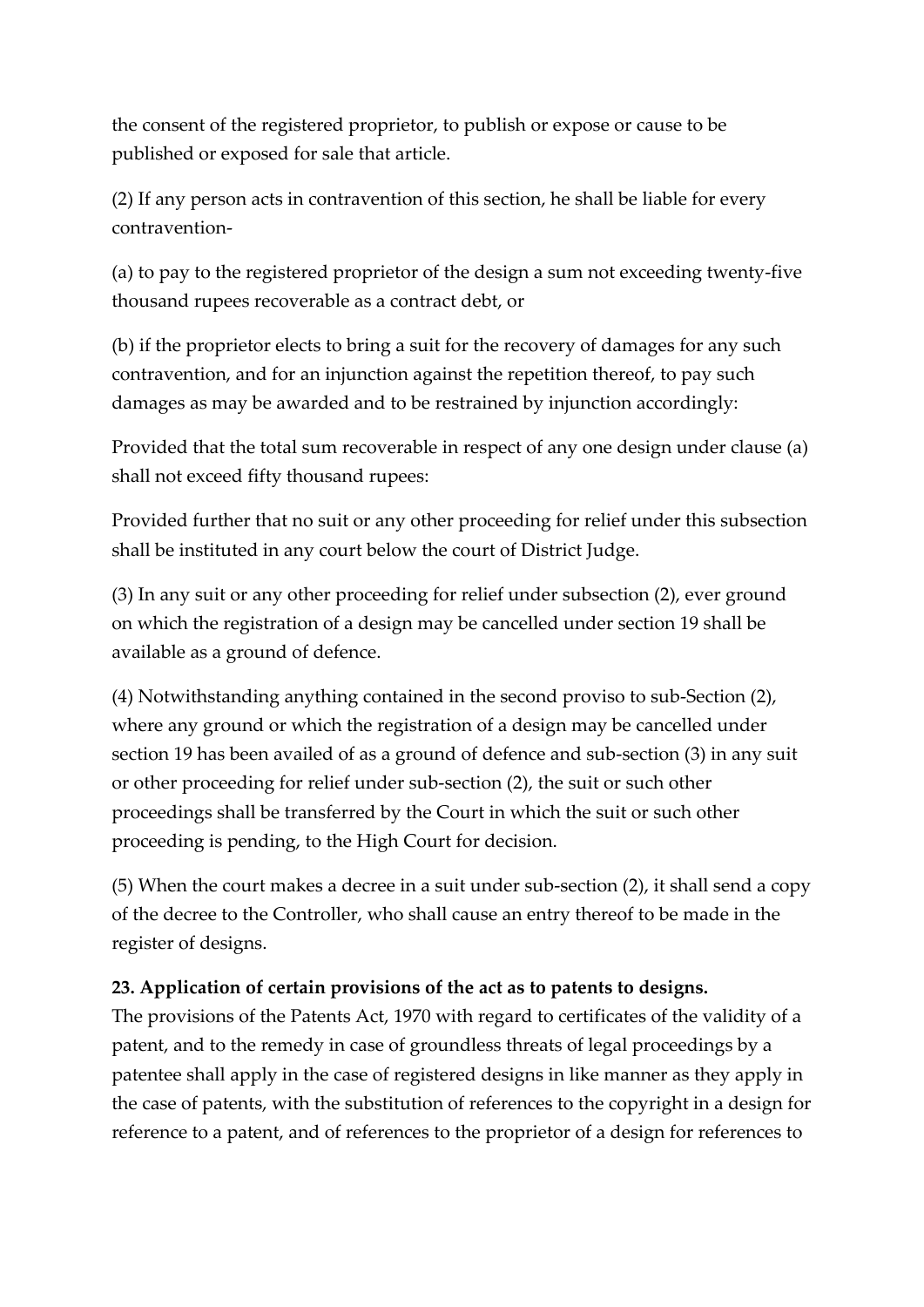the consent of the registered proprietor, to publish or expose or cause to be published or exposed for sale that article.

(2) If any person acts in contravention of this section, he shall be liable for every contravention-

(a) to pay to the registered proprietor of the design a sum not exceeding twenty-five thousand rupees recoverable as a contract debt, or

(b) if the proprietor elects to bring a suit for the recovery of damages for any such contravention, and for an injunction against the repetition thereof, to pay such damages as may be awarded and to be restrained by injunction accordingly:

Provided that the total sum recoverable in respect of any one design under clause (a) shall not exceed fifty thousand rupees:

Provided further that no suit or any other proceeding for relief under this subsection shall be instituted in any court below the court of District Judge.

(3) In any suit or any other proceeding for relief under subsection (2), ever ground on which the registration of a design may be cancelled under section 19 shall be available as a ground of defence.

(4) Notwithstanding anything contained in the second proviso to sub-Section (2), where any ground or which the registration of a design may be cancelled under section 19 has been availed of as a ground of defence and sub-section (3) in any suit or other proceeding for relief under sub-section (2), the suit or such other proceedings shall be transferred by the Court in which the suit or such other proceeding is pending, to the High Court for decision.

(5) When the court makes a decree in a suit under sub-section (2), it shall send a copy of the decree to the Controller, who shall cause an entry thereof to be made in the register of designs.

**23. Application of certain provisions of the act as to patents to designs.**
The provisions of the Patents Act, 1970 with regard to certificates of the validity of a patent, and to the remedy in case of groundless threats of legal proceedings by a patentee shall apply in the case of registered designs in like manner as they apply in the case of patents, with the substitution of references to the copyright in a design for reference to a patent, and of references to the proprietor of a design for references to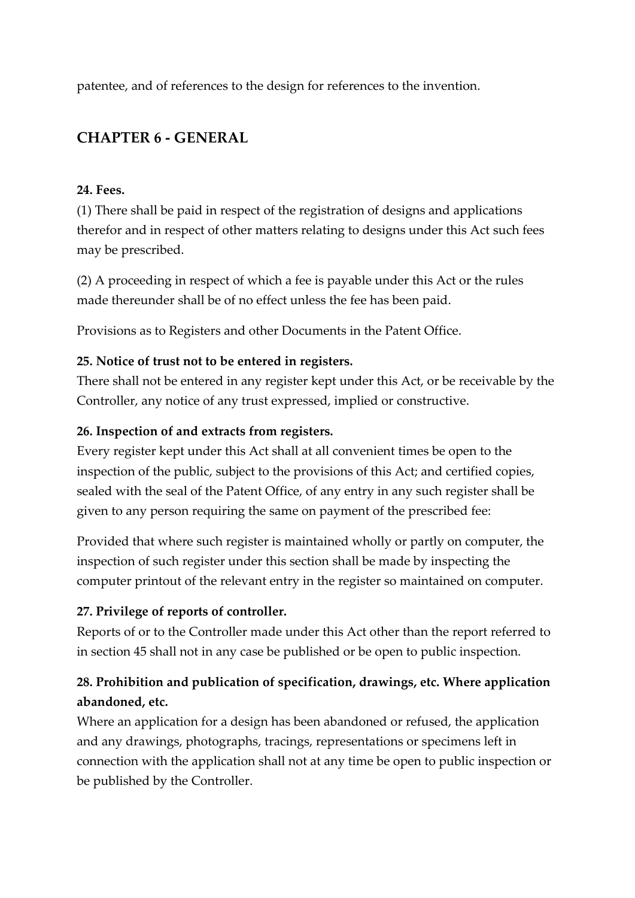patentee, and of references to the design for references to the invention.

## CHAPTER 6 - GENERAL

**24. Fees.**

(1) There shall be paid in respect of the registration of designs and applications therefor and in respect of other matters relating to designs under this Act such fees may be prescribed.

(2) A proceeding in respect of which a fee is payable under this Act or the rules made thereunder shall be of no effect unless the fee has been paid.

Provisions as to Registers and other Documents in the Patent Office.

**25. Notice of trust not to be entered in registers.**

There shall not be entered in any register kept under this Act, or be receivable by the Controller, any notice of any trust expressed, implied or constructive.

**26. Inspection of and extracts from registers.**

Every register kept under this Act shall at all convenient times be open to the inspection of the public, subject to the provisions of this Act; and certified copies, sealed with the seal of the Patent Office, of any entry in any such register shall be given to any person requiring the same on payment of the prescribed fee:

Provided that where such register is maintained wholly or partly on computer, the inspection of such register under this section shall be made by inspecting the computer printout of the relevant entry in the register so maintained on computer.

**27. Privilege of reports of controller.**

Reports of or to the Controller made under this Act other than the report referred to in section 45 shall not in any case be published or be open to public inspection.

**28. Prohibition and publication of specification, drawings, etc. Where application abandoned, etc.**

Where an application for a design has been abandoned or refused, the application and any drawings, photographs, tracings, representations or specimens left in connection with the application shall not at any time be open to public inspection or be published by the Controller.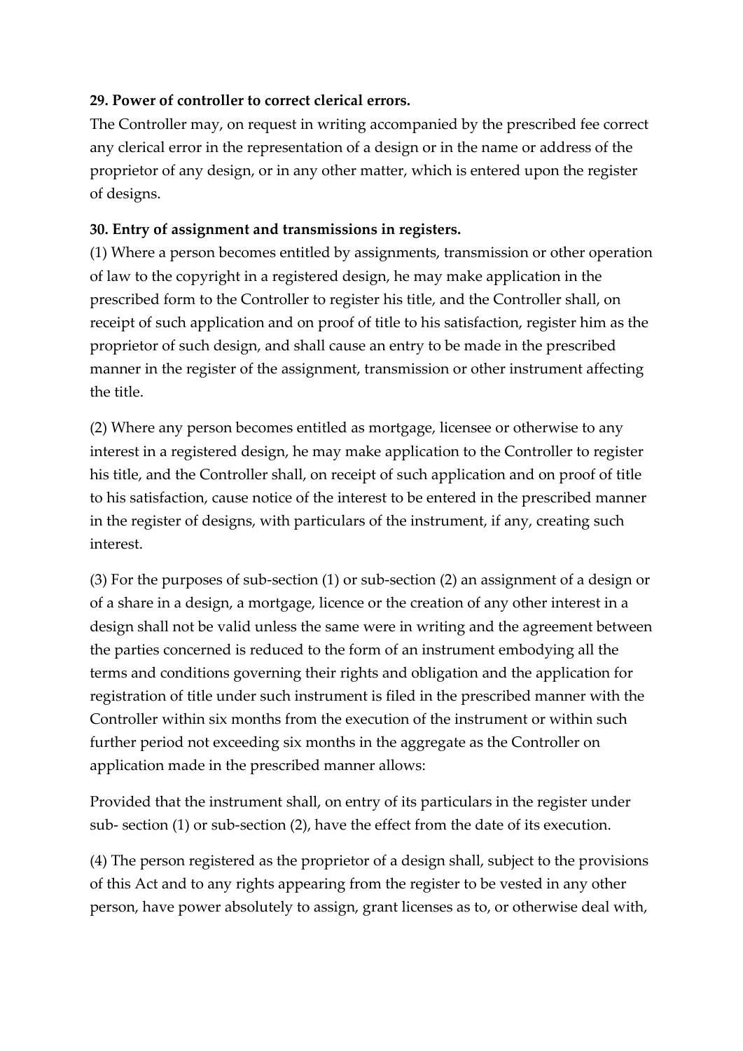**29. Power of controller to correct clerical errors.**

The Controller may, on request in writing accompanied by the prescribed fee correct any clerical error in the representation of a design or in the name or address of the proprietor of any design, or in any other matter, which is entered upon the register of designs.

**30. Entry of assignment and transmissions in registers.**

(1) Where a person becomes entitled by assignments, transmission or other operation of law to the copyright in a registered design, he may make application in the prescribed form to the Controller to register his title, and the Controller shall, on receipt of such application and on proof of title to his satisfaction, register him as the proprietor of such design, and shall cause an entry to be made in the prescribed manner in the register of the assignment, transmission or other instrument affecting the title.

(2) Where any person becomes entitled as mortgage, licensee or otherwise to any interest in a registered design, he may make application to the Controller to register his title, and the Controller shall, on receipt of such application and on proof of title to his satisfaction, cause notice of the interest to be entered in the prescribed manner in the register of designs, with particulars of the instrument, if any, creating such interest.

(3) For the purposes of sub-section (1) or sub-section (2) an assignment of a design or of a share in a design, a mortgage, licence or the creation of any other interest in a design shall not be valid unless the same were in writing and the agreement between the parties concerned is reduced to the form of an instrument embodying all the terms and conditions governing their rights and obligation and the application for registration of title under such instrument is filed in the prescribed manner with the Controller within six months from the execution of the instrument or within such further period not exceeding six months in the aggregate as the Controller on application made in the prescribed manner allows:

Provided that the instrument shall, on entry of its particulars in the register under sub- section (1) or sub-section (2), have the effect from the date of its execution.

(4) The person registered as the proprietor of a design shall, subject to the provisions of this Act and to any rights appearing from the register to be vested in any other person, have power absolutely to assign, grant licenses as to, or otherwise deal with,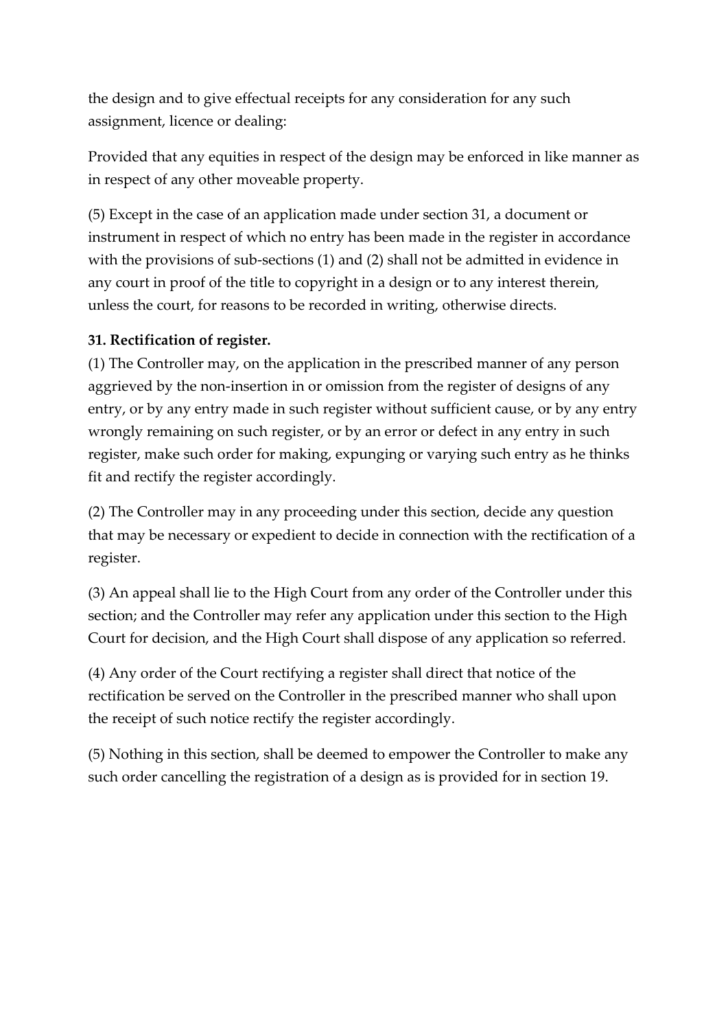the design and to give effectual receipts for any consideration for any such assignment, licence or dealing:

Provided that any equities in respect of the design may be enforced in like manner as in respect of any other moveable property.

(5) Except in the case of an application made under section 31, a document or instrument in respect of which no entry has been made in the register in accordance with the provisions of sub-sections (1) and (2) shall not be admitted in evidence in any court in proof of the title to copyright in a design or to any interest therein, unless the court, for reasons to be recorded in writing, otherwise directs.

**31. Rectification of register.**

(1) The Controller may, on the application in the prescribed manner of any person aggrieved by the non-insertion in or omission from the register of designs of any entry, or by any entry made in such register without sufficient cause, or by any entry wrongly remaining on such register, or by an error or defect in any entry in such register, make such order for making, expunging or varying such entry as he thinks fit and rectify the register accordingly.

(2) The Controller may in any proceeding under this section, decide any question that may be necessary or expedient to decide in connection with the rectification of a register.

(3) An appeal shall lie to the High Court from any order of the Controller under this section; and the Controller may refer any application under this section to the High Court for decision, and the High Court shall dispose of any application so referred.

(4) Any order of the Court rectifying a register shall direct that notice of the rectification be served on the Controller in the prescribed manner who shall upon the receipt of such notice rectify the register accordingly.

(5) Nothing in this section, shall be deemed to empower the Controller to make any such order cancelling the registration of a design as is provided for in section 19.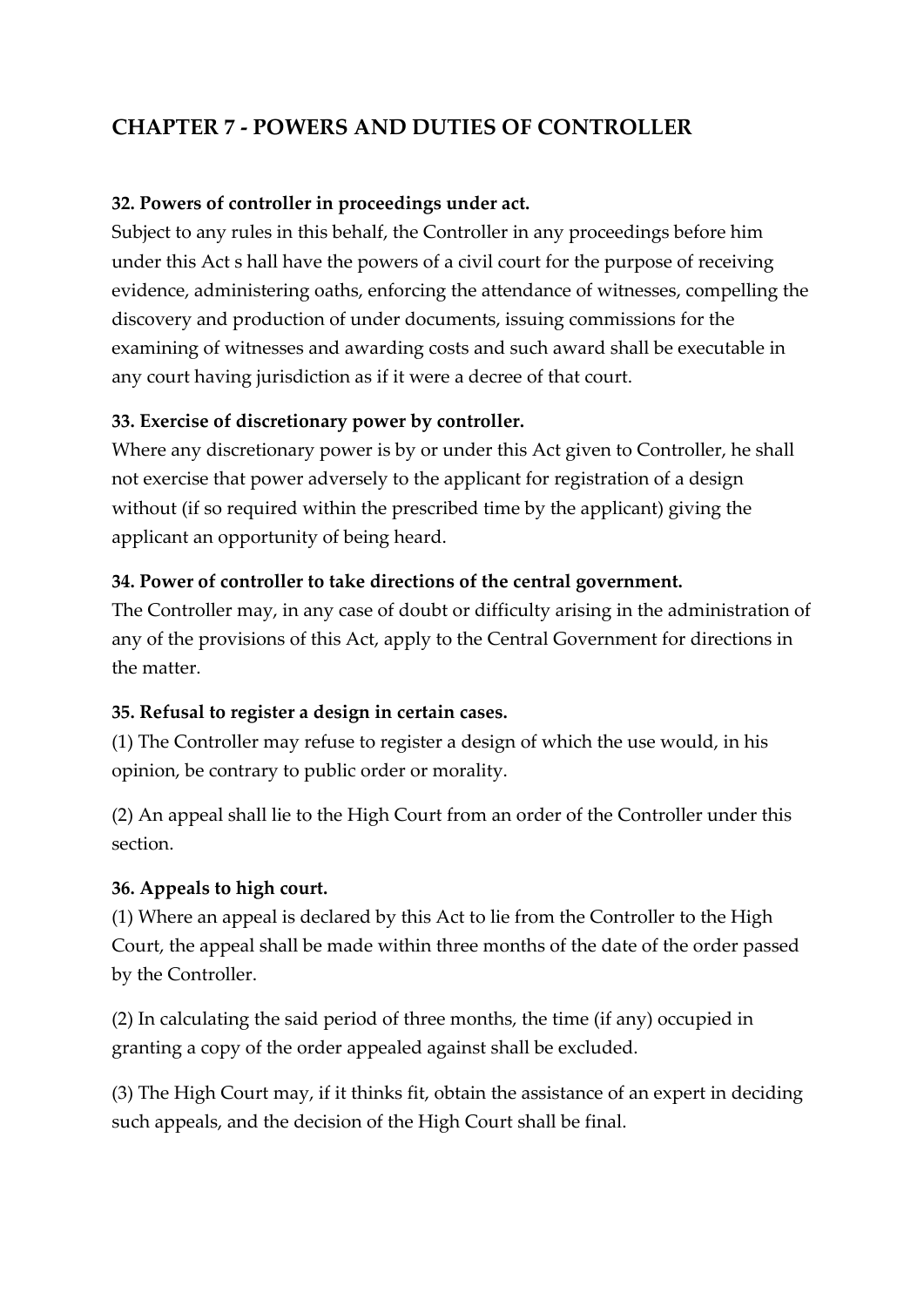## CHAPTER 7 - POWERS AND DUTIES OF CONTROLLER

**32. Powers of controller in proceedings under act.**

Subject to any rules in this behalf, the Controller in any proceedings before him under this Act s hall have the powers of a civil court for the purpose of receiving evidence, administering oaths, enforcing the attendance of witnesses, compelling the discovery and production of under documents, issuing commissions for the examining of witnesses and awarding costs and such award shall be executable in any court having jurisdiction as if it were a decree of that court.

**33. Exercise of discretionary power by controller.**

Where any discretionary power is by or under this Act given to Controller, he shall not exercise that power adversely to the applicant for registration of a design without (if so required within the prescribed time by the applicant) giving the applicant an opportunity of being heard.

**34. Power of controller to take directions of the central government.**

The Controller may, in any case of doubt or difficulty arising in the administration of any of the provisions of this Act, apply to the Central Government for directions in the matter.

**35. Refusal to register a design in certain cases.**

(1) The Controller may refuse to register a design of which the use would, in his opinion, be contrary to public order or morality.

(2) An appeal shall lie to the High Court from an order of the Controller under this section.

**36. Appeals to high court.**

(1) Where an appeal is declared by this Act to lie from the Controller to the High Court, the appeal shall be made within three months of the date of the order passed by the Controller.

(2) In calculating the said period of three months, the time (if any) occupied in granting a copy of the order appealed against shall be excluded.

(3) The High Court may, if it thinks fit, obtain the assistance of an expert in deciding such appeals, and the decision of the High Court shall be final.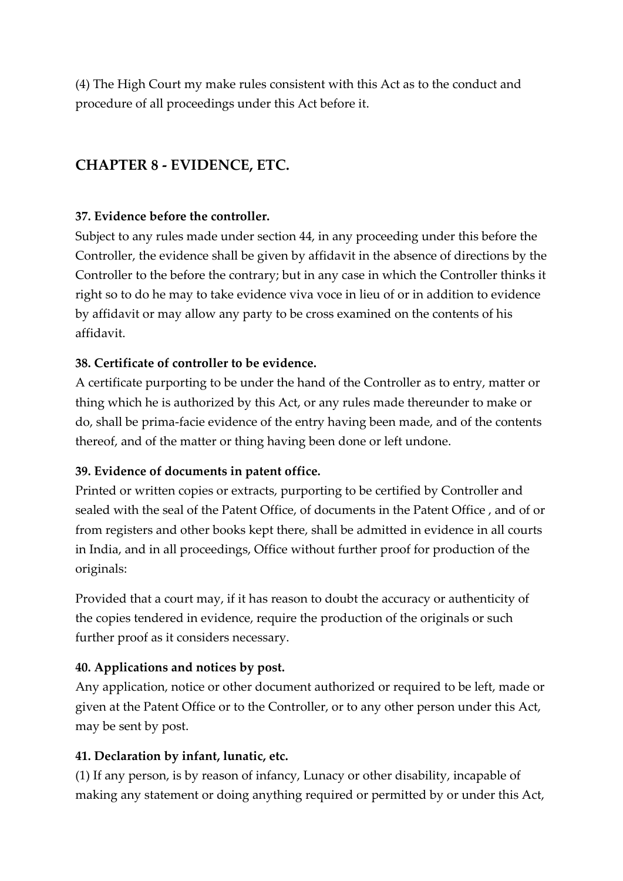(4) The High Court my make rules consistent with this Act as to the conduct and procedure of all proceedings under this Act before it.

## CHAPTER 8 - EVIDENCE, ETC.

**37. Evidence before the controller.**

Subject to any rules made under section 44, in any proceeding under this before the Controller, the evidence shall be given by affidavit in the absence of directions by the Controller to the before the contrary; but in any case in which the Controller thinks it right so to do he may to take evidence viva voce in lieu of or in addition to evidence by affidavit or may allow any party to be cross examined on the contents of his affidavit.

**38. Certificate of controller to be evidence.**

A certificate purporting to be under the hand of the Controller as to entry, matter or thing which he is authorized by this Act, or any rules made thereunder to make or do, shall be prima-facie evidence of the entry having been made, and of the contents thereof, and of the matter or thing having been done or left undone.

**39. Evidence of documents in patent office.**

Printed or written copies or extracts, purporting to be certified by Controller and sealed with the seal of the Patent Office, of documents in the Patent Office , and of or from registers and other books kept there, shall be admitted in evidence in all courts in India, and in all proceedings, Office without further proof for production of the originals:

Provided that a court may, if it has reason to doubt the accuracy or authenticity of the copies tendered in evidence, require the production of the originals or such further proof as it considers necessary.

**40. Applications and notices by post.**

Any application, notice or other document authorized or required to be left, made or given at the Patent Office or to the Controller, or to any other person under this Act, may be sent by post.

**41. Declaration by infant, lunatic, etc.**

(1) If any person, is by reason of infancy, Lunacy or other disability, incapable of making any statement or doing anything required or permitted by or under this Act,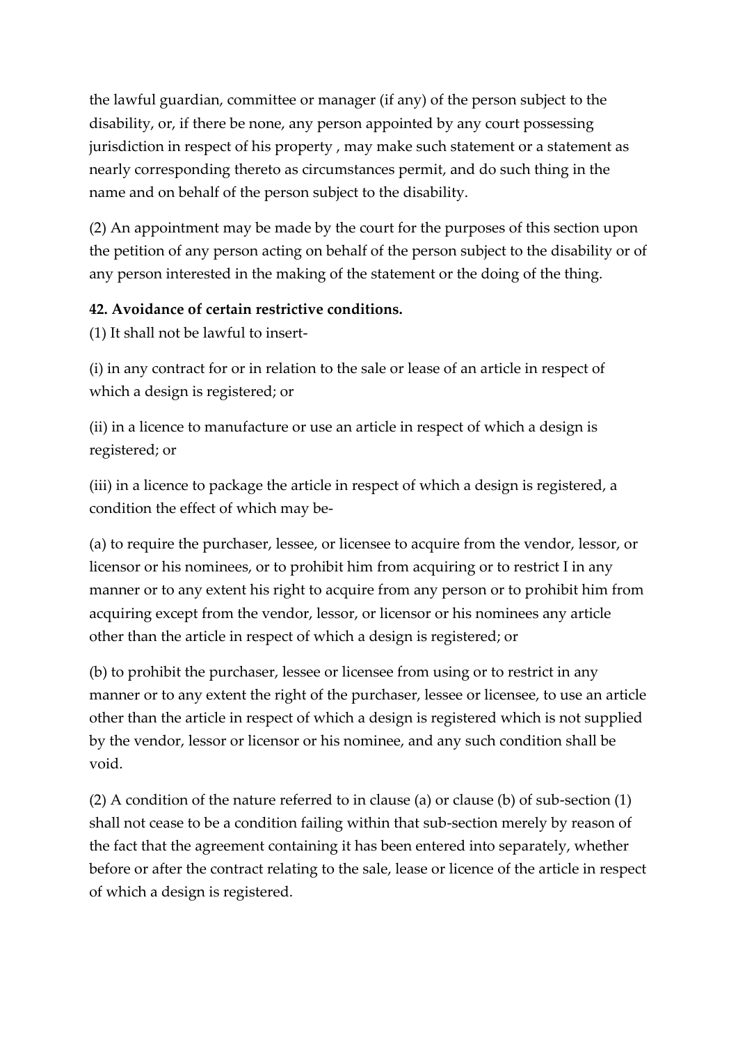the lawful guardian, committee or manager (if any) of the person subject to the disability, or, if there be none, any person appointed by any court possessing jurisdiction in respect of his property , may make such statement or a statement as nearly corresponding thereto as circumstances permit, and do such thing in the name and on behalf of the person subject to the disability.

(2) An appointment may be made by the court for the purposes of this section upon the petition of any person acting on behalf of the person subject to the disability or of any person interested in the making of the statement or the doing of the thing.

**42. Avoidance of certain restrictive conditions.**

(1) It shall not be lawful to insert-

(i) in any contract for or in relation to the sale or lease of an article in respect of which a design is registered; or

(ii) in a licence to manufacture or use an article in respect of which a design is registered; or

(iii) in a licence to package the article in respect of which a design is registered, a condition the effect of which may be-

(a) to require the purchaser, lessee, or licensee to acquire from the vendor, lessor, or licensor or his nominees, or to prohibit him from acquiring or to restrict I in any manner or to any extent his right to acquire from any person or to prohibit him from acquiring except from the vendor, lessor, or licensor or his nominees any article other than the article in respect of which a design is registered; or

(b) to prohibit the purchaser, lessee or licensee from using or to restrict in any manner or to any extent the right of the purchaser, lessee or licensee, to use an article other than the article in respect of which a design is registered which is not supplied by the vendor, lessor or licensor or his nominee, and any such condition shall be void.

(2) A condition of the nature referred to in clause (a) or clause (b) of sub-section (1) shall not cease to be a condition failing within that sub-section merely by reason of the fact that the agreement containing it has been entered into separately, whether before or after the contract relating to the sale, lease or licence of the article in respect of which a design is registered.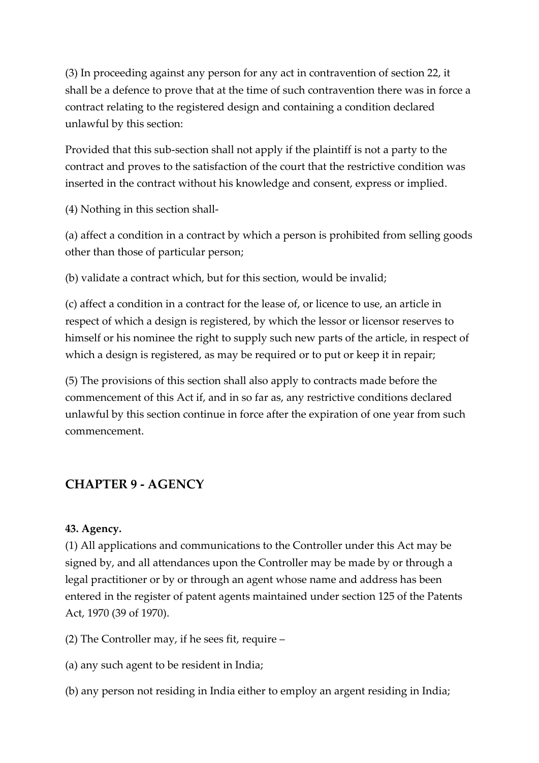(3) In proceeding against any person for any act in contravention of section 22, it shall be a defence to prove that at the time of such contravention there was in force a contract relating to the registered design and containing a condition declared unlawful by this section:

Provided that this sub-section shall not apply if the plaintiff is not a party to the contract and proves to the satisfaction of the court that the restrictive condition was inserted in the contract without his knowledge and consent, express or implied.

(4) Nothing in this section shall-

(a) affect a condition in a contract by which a person is prohibited from selling goods other than those of particular person;

(b) validate a contract which, but for this section, would be invalid;

(c) affect a condition in a contract for the lease of, or licence to use, an article in respect of which a design is registered, by which the lessor or licensor reserves to himself or his nominee the right to supply such new parts of the article, in respect of which a design is registered, as may be required or to put or keep it in repair;

(5) The provisions of this section shall also apply to contracts made before the commencement of this Act if, and in so far as, any restrictive conditions declared unlawful by this section continue in force after the expiration of one year from such commencement.

## CHAPTER 9 - AGENCY

**43. Agency.**

(1) All applications and communications to the Controller under this Act may be signed by, and all attendances upon the Controller may be made by or through a legal practitioner or by or through an agent whose name and address has been entered in the register of patent agents maintained under section 125 of the Patents Act, 1970 (39 of 1970).

(2) The Controller may, if he sees fit, require –

(a) any such agent to be resident in India;

(b) any person not residing in India either to employ an argent residing in India;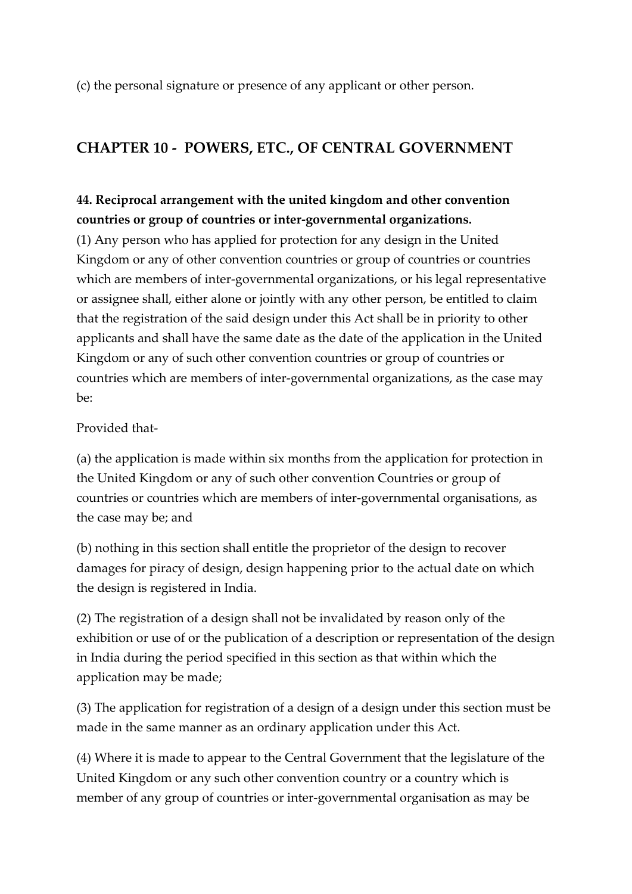(c) the personal signature or presence of any applicant or other person.

## CHAPTER 10 - POWERS, ETC., OF CENTRAL GOVERNMENT

**44. Reciprocal arrangement with the united kingdom and other convention countries or group of countries or inter-governmental organizations.**

(1) Any person who has applied for protection for any design in the United Kingdom or any of other convention countries or group of countries or countries which are members of inter-governmental organizations, or his legal representative or assignee shall, either alone or jointly with any other person, be entitled to claim that the registration of the said design under this Act shall be in priority to other applicants and shall have the same date as the date of the application in the United Kingdom or any of such other convention countries or group of countries or countries which are members of inter-governmental organizations, as the case may be:

Provided that-

(a) the application is made within six months from the application for protection in the United Kingdom or any of such other convention Countries or group of countries or countries which are members of inter-governmental organisations, as the case may be; and

(b) nothing in this section shall entitle the proprietor of the design to recover damages for piracy of design, design happening prior to the actual date on which the design is registered in India.

(2) The registration of a design shall not be invalidated by reason only of the exhibition or use of or the publication of a description or representation of the design in India during the period specified in this section as that within which the application may be made;

(3) The application for registration of a design of a design under this section must be made in the same manner as an ordinary application under this Act.

(4) Where it is made to appear to the Central Government that the legislature of the United Kingdom or any such other convention country or a country which is member of any group of countries or inter-governmental organisation as may be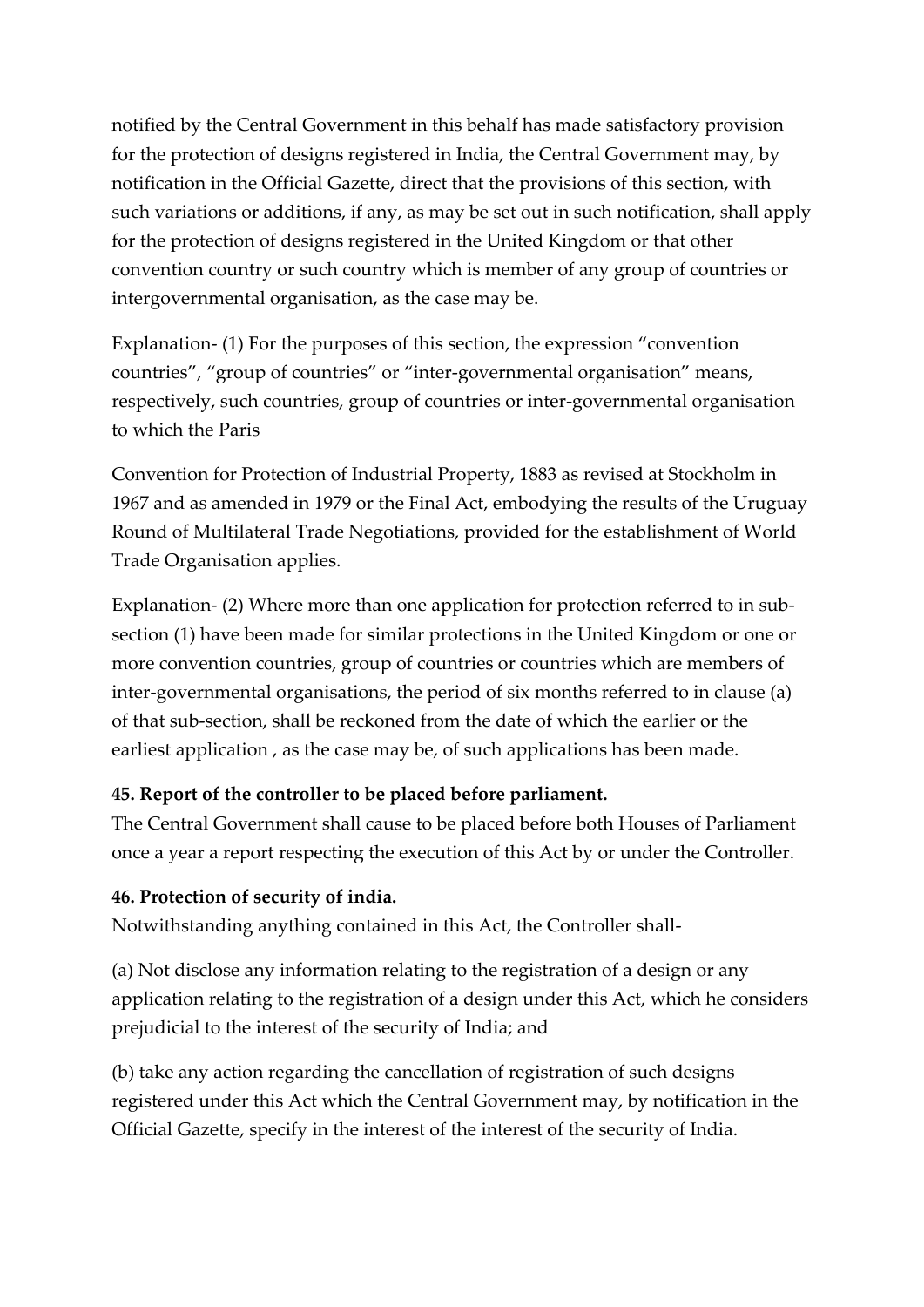notified by the Central Government in this behalf has made satisfactory provision for the protection of designs registered in India, the Central Government may, by notification in the Official Gazette, direct that the provisions of this section, with such variations or additions, if any, as may be set out in such notification, shall apply for the protection of designs registered in the United Kingdom or that other convention country or such country which is member of any group of countries or intergovernmental organisation, as the case may be.

Explanation- (1) For the purposes of this section, the expression "convention countries", "group of countries" or "inter-governmental organisation" means, respectively, such countries, group of countries or inter-governmental organisation to which the Paris

Convention for Protection of Industrial Property, 1883 as revised at Stockholm in 1967 and as amended in 1979 or the Final Act, embodying the results of the Uruguay Round of Multilateral Trade Negotiations, provided for the establishment of World Trade Organisation applies.

Explanation- (2) Where more than one application for protection referred to in sub-section (1) have been made for similar protections in the United Kingdom or one or more convention countries, group of countries or countries which are members of inter-governmental organisations, the period of six months referred to in clause (a) of that sub-section, shall be reckoned from the date of which the earlier or the earliest application , as the case may be, of such applications has been made.

**45. Report of the controller to be placed before parliament.**

The Central Government shall cause to be placed before both Houses of Parliament once a year a report respecting the execution of this Act by or under the Controller.

**46. Protection of security of india.**

Notwithstanding anything contained in this Act, the Controller shall-

(a) Not disclose any information relating to the registration of a design or any application relating to the registration of a design under this Act, which he considers prejudicial to the interest of the security of India; and

(b) take any action regarding the cancellation of registration of such designs registered under this Act which the Central Government may, by notification in the Official Gazette, specify in the interest of the interest of the security of India.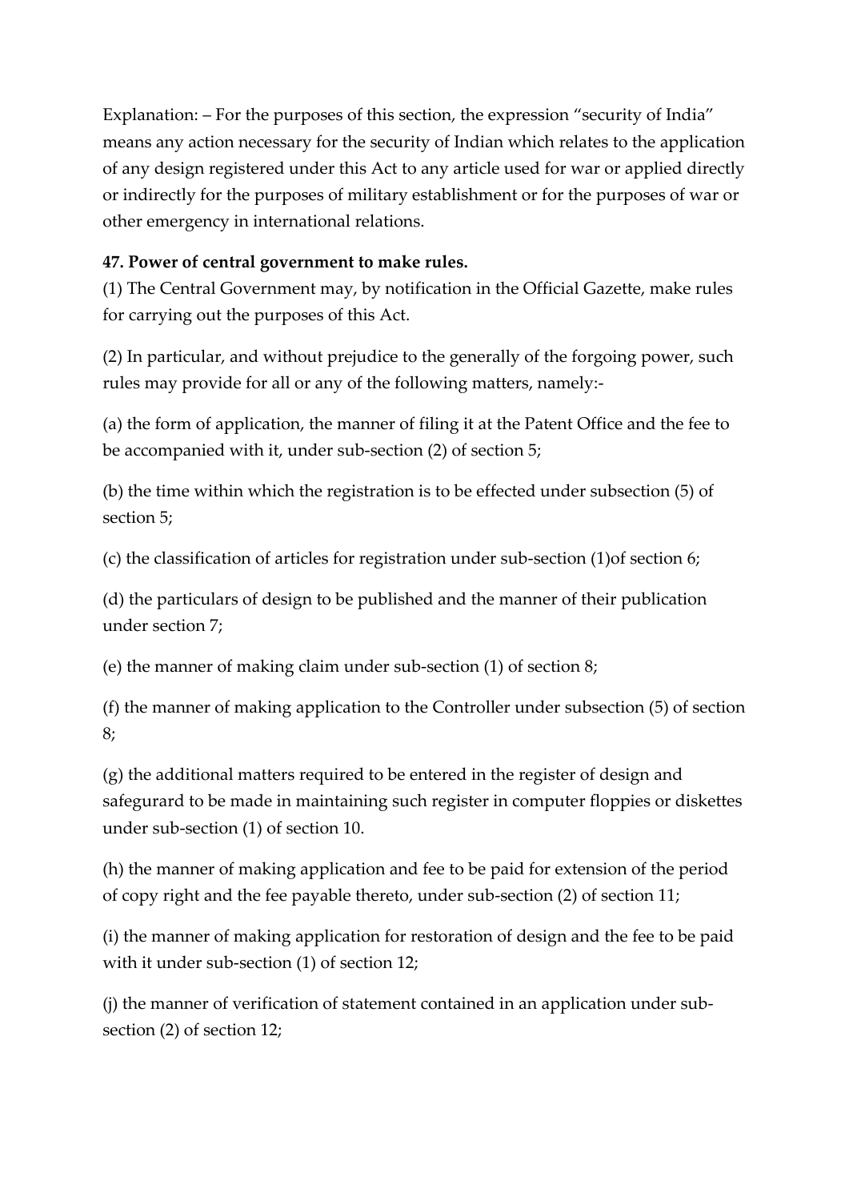Explanation: – For the purposes of this section, the expression "security of India" means any action necessary for the security of Indian which relates to the application of any design registered under this Act to any article used for war or applied directly or indirectly for the purposes of military establishment or for the purposes of war or other emergency in international relations.

**47. Power of central government to make rules.**

(1) The Central Government may, by notification in the Official Gazette, make rules for carrying out the purposes of this Act.

(2) In particular, and without prejudice to the generally of the forgoing power, such rules may provide for all or any of the following matters, namely:-

(a) the form of application, the manner of filing it at the Patent Office and the fee to be accompanied with it, under sub-section (2) of section 5;

(b) the time within which the registration is to be effected under subsection (5) of section 5;

(c) the classification of articles for registration under sub-section (1)of section 6;

(d) the particulars of design to be published and the manner of their publication under section 7;

(e) the manner of making claim under sub-section (1) of section 8;

(f) the manner of making application to the Controller under subsection (5) of section 8;

(g) the additional matters required to be entered in the register of design and safegurard to be made in maintaining such register in computer floppies or diskettes under sub-section (1) of section 10.

(h) the manner of making application and fee to be paid for extension of the period of copy right and the fee payable thereto, under sub-section (2) of section 11;

(i) the manner of making application for restoration of design and the fee to be paid with it under sub-section (1) of section 12;

(j) the manner of verification of statement contained in an application under sub-section (2) of section 12;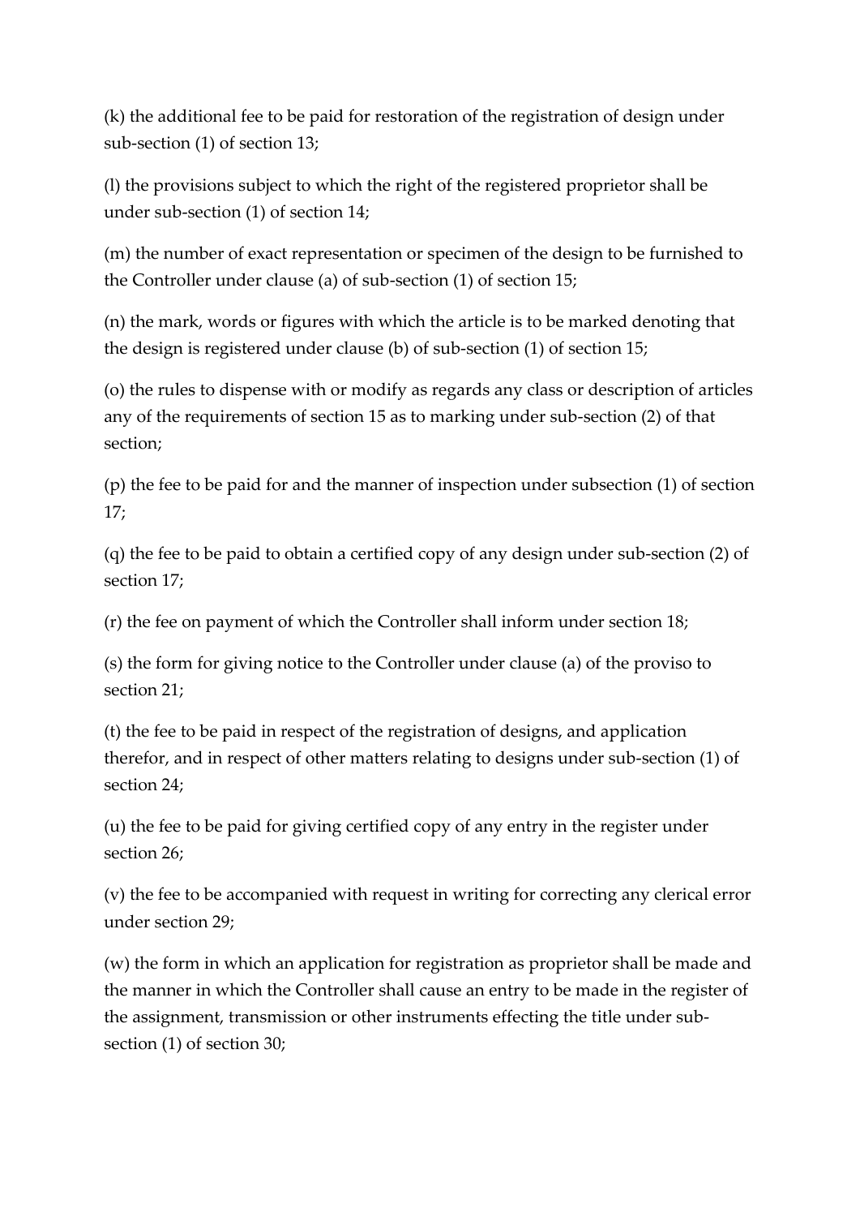(k) the additional fee to be paid for restoration of the registration of design under sub-section (1) of section 13;

(l) the provisions subject to which the right of the registered proprietor shall be under sub-section (1) of section 14;

(m) the number of exact representation or specimen of the design to be furnished to the Controller under clause (a) of sub-section (1) of section 15;

(n) the mark, words or figures with which the article is to be marked denoting that the design is registered under clause (b) of sub-section (1) of section 15;

(o) the rules to dispense with or modify as regards any class or description of articles any of the requirements of section 15 as to marking under sub-section (2) of that section;

(p) the fee to be paid for and the manner of inspection under subsection (1) of section 17;

(q) the fee to be paid to obtain a certified copy of any design under sub-section (2) of section 17;

(r) the fee on payment of which the Controller shall inform under section 18;

(s) the form for giving notice to the Controller under clause (a) of the proviso to section 21;

(t) the fee to be paid in respect of the registration of designs, and application therefor, and in respect of other matters relating to designs under sub-section (1) of section 24;

(u) the fee to be paid for giving certified copy of any entry in the register under section 26;

(v) the fee to be accompanied with request in writing for correcting any clerical error under section 29;

(w) the form in which an application for registration as proprietor shall be made and the manner in which the Controller shall cause an entry to be made in the register of the assignment, transmission or other instruments effecting the title under sub-section (1) of section 30;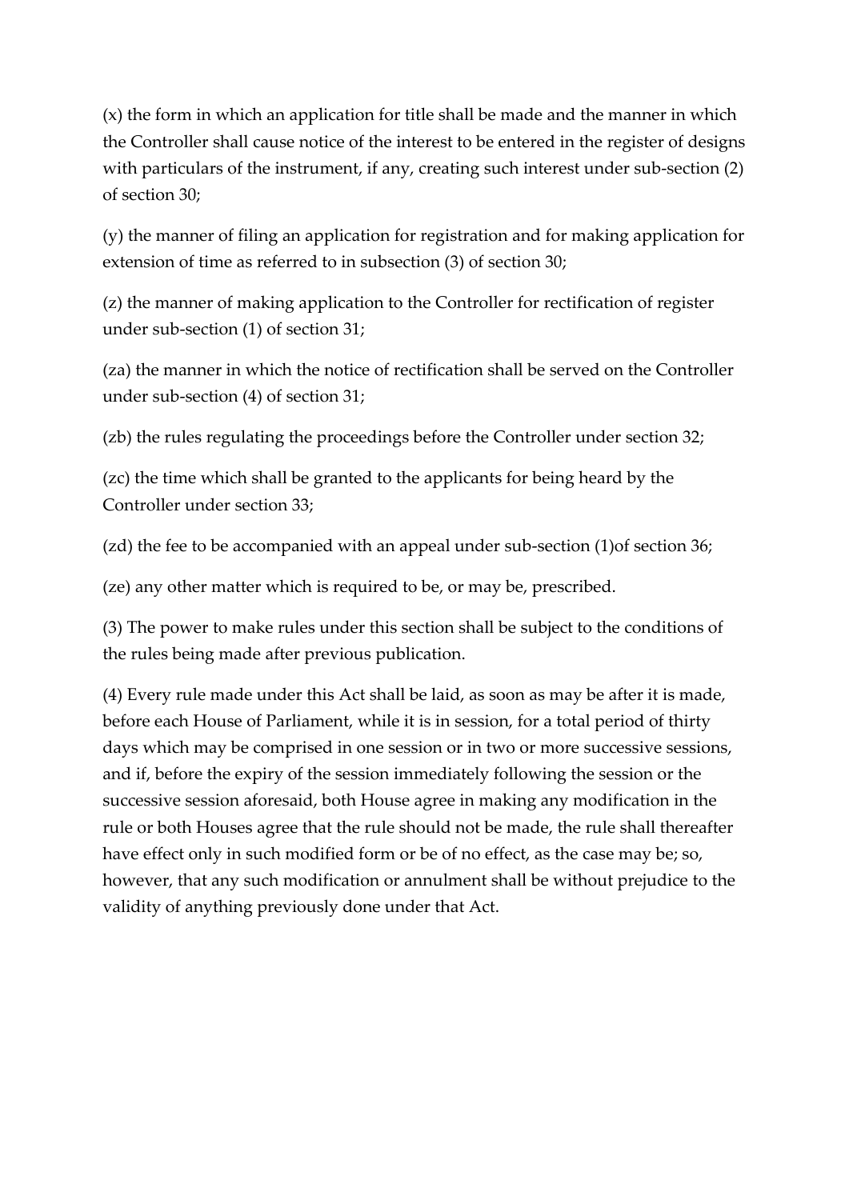(x) the form in which an application for title shall be made and the manner in which the Controller shall cause notice of the interest to be entered in the register of designs with particulars of the instrument, if any, creating such interest under sub-section (2) of section 30;

(y) the manner of filing an application for registration and for making application for extension of time as referred to in subsection (3) of section 30;

(z) the manner of making application to the Controller for rectification of register under sub-section (1) of section 31;

(za) the manner in which the notice of rectification shall be served on the Controller under sub-section (4) of section 31;

(zb) the rules regulating the proceedings before the Controller under section 32;

(zc) the time which shall be granted to the applicants for being heard by the Controller under section 33;

(zd) the fee to be accompanied with an appeal under sub-section (1)of section 36;

(ze) any other matter which is required to be, or may be, prescribed.

(3) The power to make rules under this section shall be subject to the conditions of the rules being made after previous publication.

(4) Every rule made under this Act shall be laid, as soon as may be after it is made, before each House of Parliament, while it is in session, for a total period of thirty days which may be comprised in one session or in two or more successive sessions, and if, before the expiry of the session immediately following the session or the successive session aforesaid, both House agree in making any modification in the rule or both Houses agree that the rule should not be made, the rule shall thereafter have effect only in such modified form or be of no effect, as the case may be; so, however, that any such modification or annulment shall be without prejudice to the validity of anything previously done under that Act.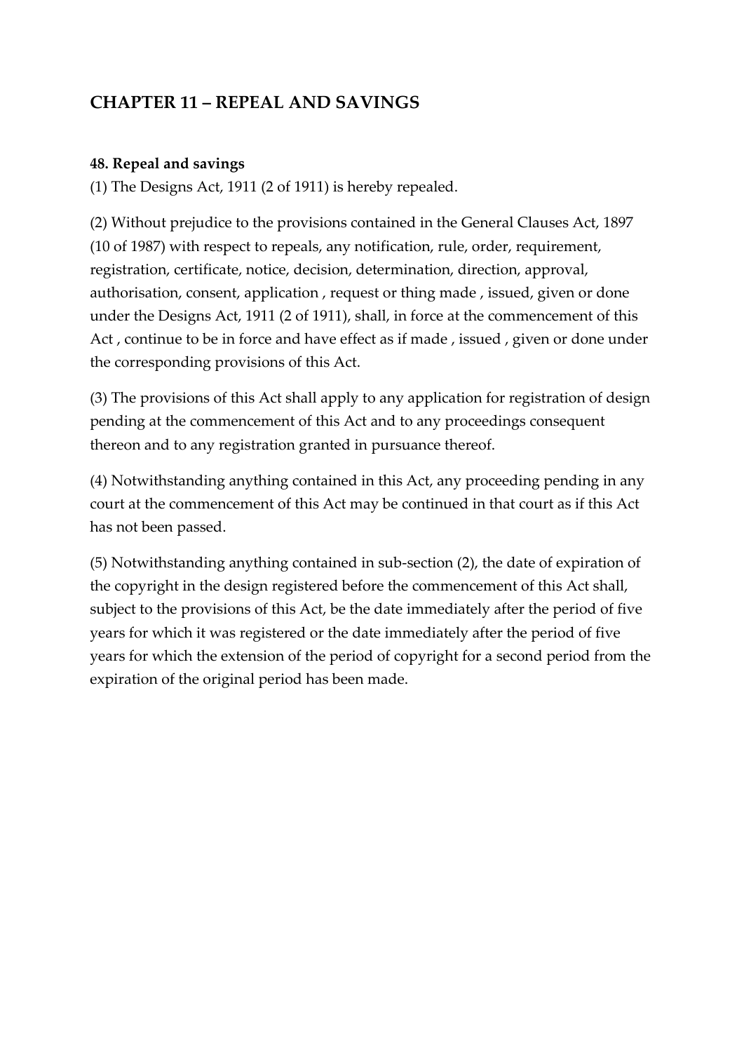## CHAPTER 11 – REPEAL AND SAVINGS

**48. Repeal and savings**

(1) The Designs Act, 1911 (2 of 1911) is hereby repealed.

(2) Without prejudice to the provisions contained in the General Clauses Act, 1897 (10 of 1987) with respect to repeals, any notification, rule, order, requirement, registration, certificate, notice, decision, determination, direction, approval, authorisation, consent, application , request or thing made , issued, given or done under the Designs Act, 1911 (2 of 1911), shall, in force at the commencement of this Act , continue to be in force and have effect as if made , issued , given or done under the corresponding provisions of this Act.

(3) The provisions of this Act shall apply to any application for registration of design pending at the commencement of this Act and to any proceedings consequent thereon and to any registration granted in pursuance thereof.

(4) Notwithstanding anything contained in this Act, any proceeding pending in any court at the commencement of this Act may be continued in that court as if this Act has not been passed.

(5) Notwithstanding anything contained in sub-section (2), the date of expiration of the copyright in the design registered before the commencement of this Act shall, subject to the provisions of this Act, be the date immediately after the period of five years for which it was registered or the date immediately after the period of five years for which the extension of the period of copyright for a second period from the expiration of the original period has been made.